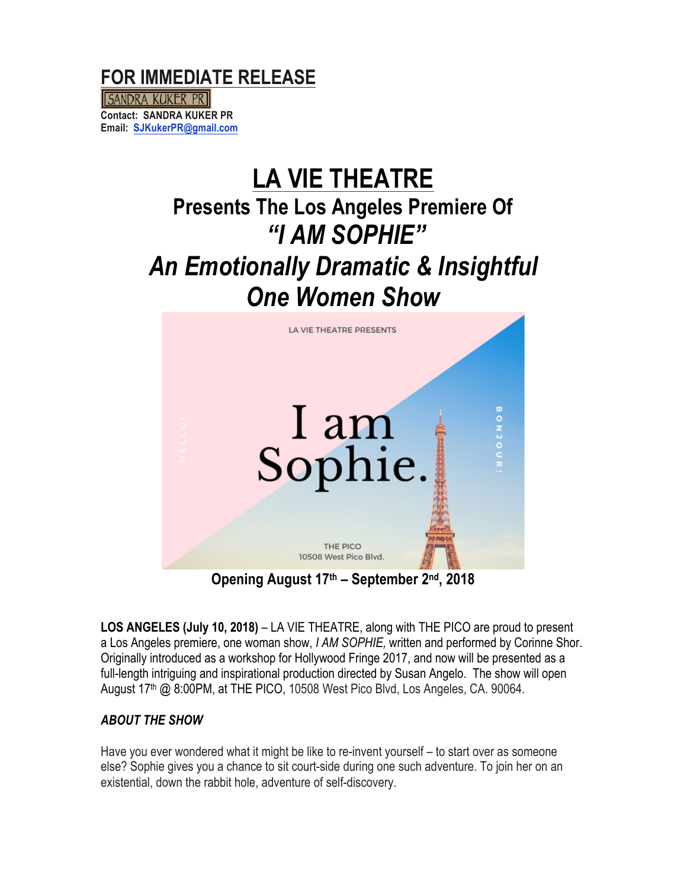# FOR IMMEDIATE RELEASE

SANDRA KUKER PR

**Contact: SANDRA KUKER PR**
**Email: SJKukerPR@gmail.com**

# LA VIE THEATRE

## Presents The Los Angeles Premiere Of

## *"I AM SOPHIE"*

## *An Emotionally Dramatic & Insightful One Women Show*

LA VIE THEATRE PRESENTS

HELLO!

I am Sophie.

BONJOUR!

THE PICO
10508 West Pico Blvd.

**Opening August 17th – September 2nd, 2018**

**LOS ANGELES (July 10, 2018)** – LA VIE THEATRE, along with THE PICO are proud to present a Los Angeles premiere, one woman show, *I AM SOPHIE,* written and performed by Corinne Shor. Originally introduced as a workshop for Hollywood Fringe 2017, and now will be presented as a full-length intriguing and inspirational production directed by Susan Angelo. The show will open August 17th @ 8:00PM, at THE PICO, 10508 West Pico Blvd, Los Angeles, CA. 90064.

### *ABOUT THE SHOW*

Have you ever wondered what it might be like to re-invent yourself – to start over as someone else? Sophie gives you a chance to sit court-side during one such adventure. To join her on an existential, down the rabbit hole, adventure of self-discovery.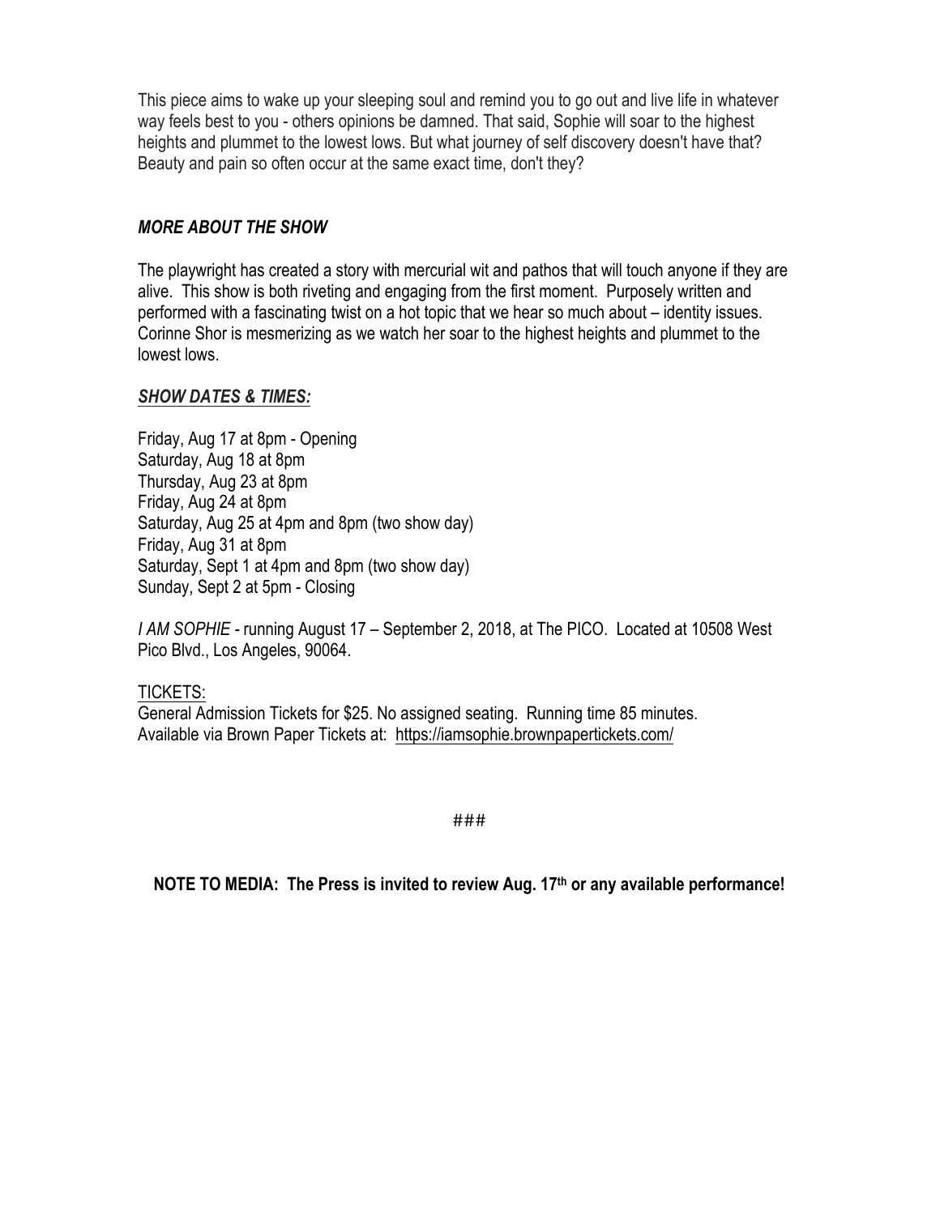This piece aims to wake up your sleeping soul and remind you to go out and live life in whatever way feels best to you - others opinions be damned. That said, Sophie will soar to the highest heights and plummet to the lowest lows. But what journey of self discovery doesn't have that? Beauty and pain so often occur at the same exact time, don't they?

***MORE ABOUT THE SHOW***

The playwright has created a story with mercurial wit and pathos that will touch anyone if they are alive. This show is both riveting and engaging from the first moment. Purposely written and performed with a fascinating twist on a hot topic that we hear so much about – identity issues. Corinne Shor is mesmerizing as we watch her soar to the highest heights and plummet to the lowest lows.

***SHOW DATES & TIMES:***

Friday, Aug 17 at 8pm - Opening
Saturday, Aug 18 at 8pm
Thursday, Aug 23 at 8pm
Friday, Aug 24 at 8pm
Saturday, Aug 25 at 4pm and 8pm (two show day)
Friday, Aug 31 at 8pm
Saturday, Sept 1 at 4pm and 8pm (two show day)
Sunday, Sept 2 at 5pm - Closing

*I AM SOPHIE* - running August 17 – September 2, 2018, at The PICO. Located at 10508 West Pico Blvd., Los Angeles, 90064.

TICKETS:
General Admission Tickets for $25. No assigned seating. Running time 85 minutes.
Available via Brown Paper Tickets at: https://iamsophie.brownpapertickets.com/

###

**NOTE TO MEDIA: The Press is invited to review Aug. 17th or any available performance!**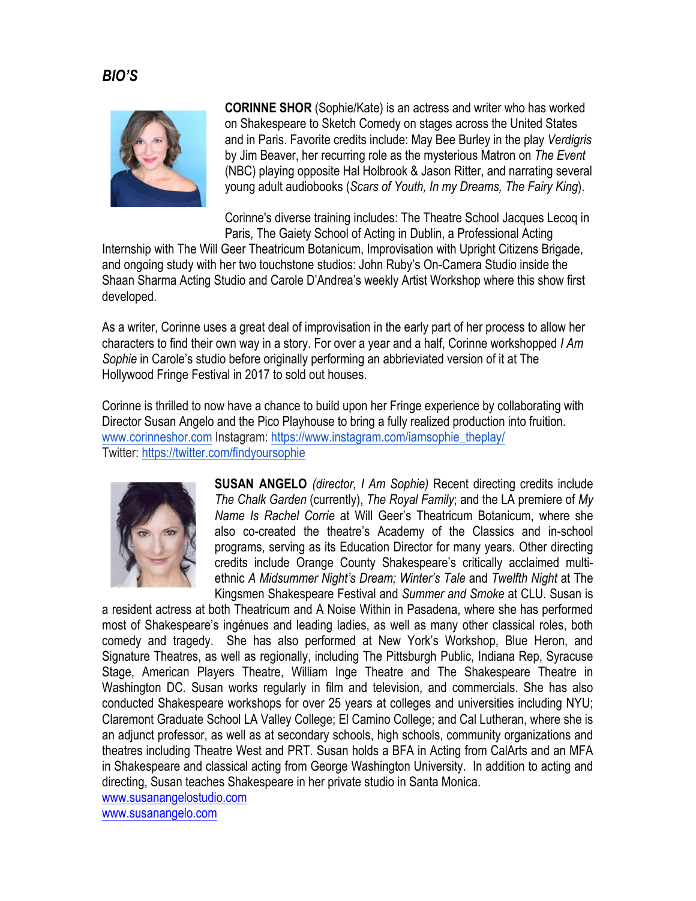## *BIO'S*

**CORINNE SHOR** (Sophie/Kate) is an actress and writer who has worked on Shakespeare to Sketch Comedy on stages across the United States and in Paris. Favorite credits include: May Bee Burley in the play *Verdigris* by Jim Beaver, her recurring role as the mysterious Matron on *The Event* (NBC) playing opposite Hal Holbrook & Jason Ritter, and narrating several young adult audiobooks (*Scars of Youth, In my Dreams, The Fairy King*).

Corinne's diverse training includes: The Theatre School Jacques Lecoq in Paris, The Gaiety School of Acting in Dublin, a Professional Acting Internship with The Will Geer Theatricum Botanicum, Improvisation with Upright Citizens Brigade, and ongoing study with her two touchstone studios: John Ruby's On-Camera Studio inside the Shaan Sharma Acting Studio and Carole D'Andrea's weekly Artist Workshop where this show first developed.

As a writer, Corinne uses a great deal of improvisation in the early part of her process to allow her characters to find their own way in a story. For over a year and a half, Corinne workshopped *I Am Sophie* in Carole's studio before originally performing an abbrieviated version of it at The Hollywood Fringe Festival in 2017 to sold out houses.

Corinne is thrilled to now have a chance to build upon her Fringe experience by collaborating with Director Susan Angelo and the Pico Playhouse to bring a fully realized production into fruition.
www.corinneshor.com Instagram: https://www.instagram.com/iamsophie_theplay/
Twitter: https://twitter.com/findyoursophie

**SUSAN ANGELO** *(director, I Am Sophie)* Recent directing credits include *The Chalk Garden* (currently), *The Royal Family*; and the LA premiere of *My Name Is Rachel Corrie* at Will Geer's Theatricum Botanicum, where she also co-created the theatre's Academy of the Classics and in-school programs, serving as its Education Director for many years. Other directing credits include Orange County Shakespeare's critically acclaimed multi-ethnic *A Midsummer Night's Dream; Winter's Tale* and *Twelfth Night* at The Kingsmen Shakespeare Festival and *Summer and Smoke* at CLU. Susan is a resident actress at both Theatricum and A Noise Within in Pasadena, where she has performed most of Shakespeare's ingénues and leading ladies, as well as many other classical roles, both comedy and tragedy. She has also performed at New York's Workshop, Blue Heron, and Signature Theatres, as well as regionally, including The Pittsburgh Public, Indiana Rep, Syracuse Stage, American Players Theatre, William Inge Theatre and The Shakespeare Theatre in Washington DC. Susan works regularly in film and television, and commercials. She has also conducted Shakespeare workshops for over 25 years at colleges and universities including NYU; Claremont Graduate School LA Valley College; El Camino College; and Cal Lutheran, where she is an adjunct professor, as well as at secondary schools, high schools, community organizations and theatres including Theatre West and PRT. Susan holds a BFA in Acting from CalArts and an MFA in Shakespeare and classical acting from George Washington University. In addition to acting and directing, Susan teaches Shakespeare in her private studio in Santa Monica.
www.susanangelostudio.com
www.susanangelo.com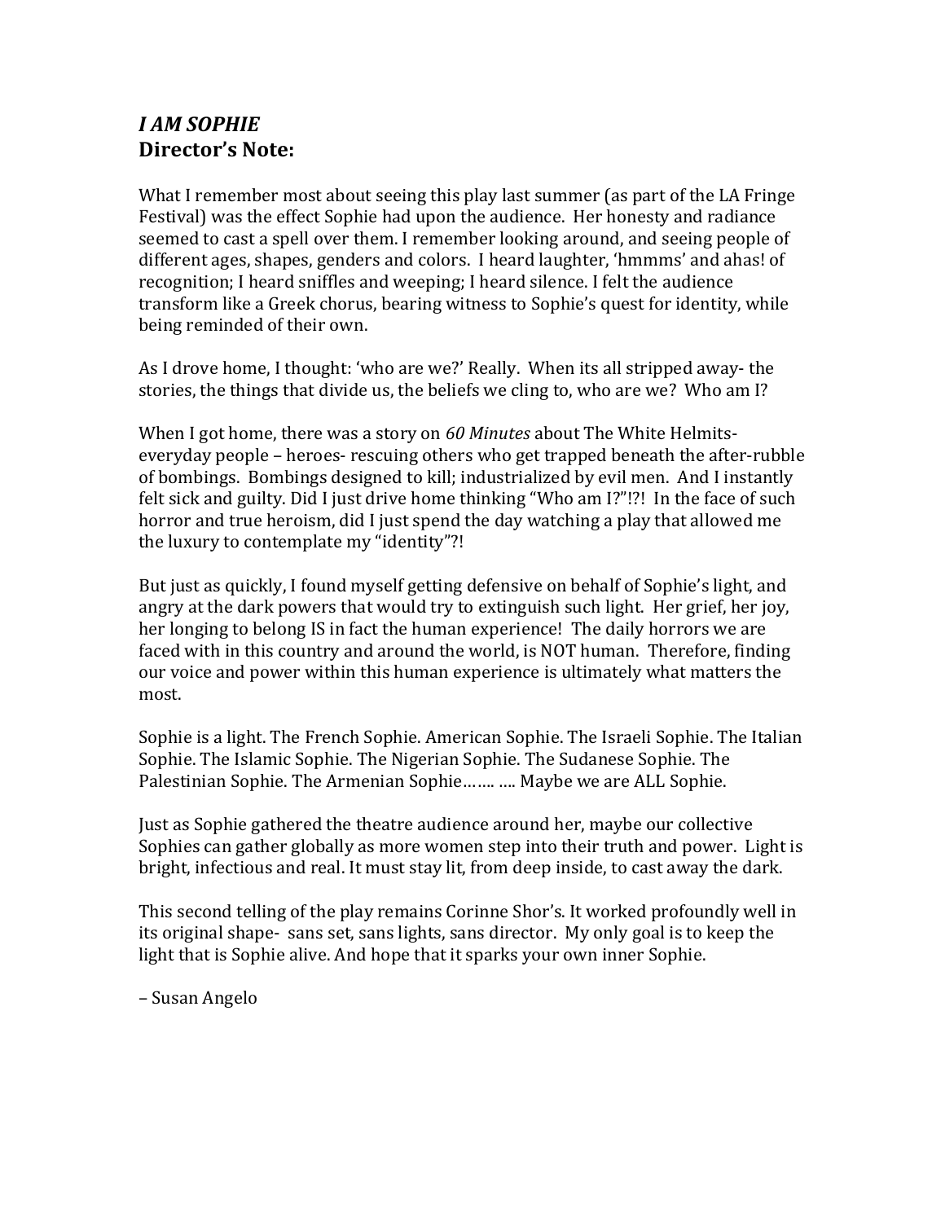## *I AM SOPHIE*
## Director's Note:

What I remember most about seeing this play last summer (as part of the LA Fringe Festival) was the effect Sophie had upon the audience. Her honesty and radiance seemed to cast a spell over them. I remember looking around, and seeing people of different ages, shapes, genders and colors. I heard laughter, 'hmmms' and ahas! of recognition; I heard sniffles and weeping; I heard silence. I felt the audience transform like a Greek chorus, bearing witness to Sophie's quest for identity, while being reminded of their own.

As I drove home, I thought: 'who are we?' Really. When its all stripped away- the stories, the things that divide us, the beliefs we cling to, who are we? Who am I?

When I got home, there was a story on *60 Minutes* about The White Helmits- everyday people – heroes- rescuing others who get trapped beneath the after-rubble of bombings. Bombings designed to kill; industrialized by evil men. And I instantly felt sick and guilty. Did I just drive home thinking "Who am I?"!?! In the face of such horror and true heroism, did I just spend the day watching a play that allowed me the luxury to contemplate my "identity"?!

But just as quickly, I found myself getting defensive on behalf of Sophie's light, and angry at the dark powers that would try to extinguish such light. Her grief, her joy, her longing to belong IS in fact the human experience! The daily horrors we are faced with in this country and around the world, is NOT human. Therefore, finding our voice and power within this human experience is ultimately what matters the most.

Sophie is a light. The French Sophie. American Sophie. The Israeli Sophie. The Italian Sophie. The Islamic Sophie. The Nigerian Sophie. The Sudanese Sophie. The Palestinian Sophie. The Armenian Sophie……. …. Maybe we are ALL Sophie.

Just as Sophie gathered the theatre audience around her, maybe our collective Sophies can gather globally as more women step into their truth and power. Light is bright, infectious and real. It must stay lit, from deep inside, to cast away the dark.

This second telling of the play remains Corinne Shor's. It worked profoundly well in its original shape- sans set, sans lights, sans director. My only goal is to keep the light that is Sophie alive. And hope that it sparks your own inner Sophie.

– Susan Angelo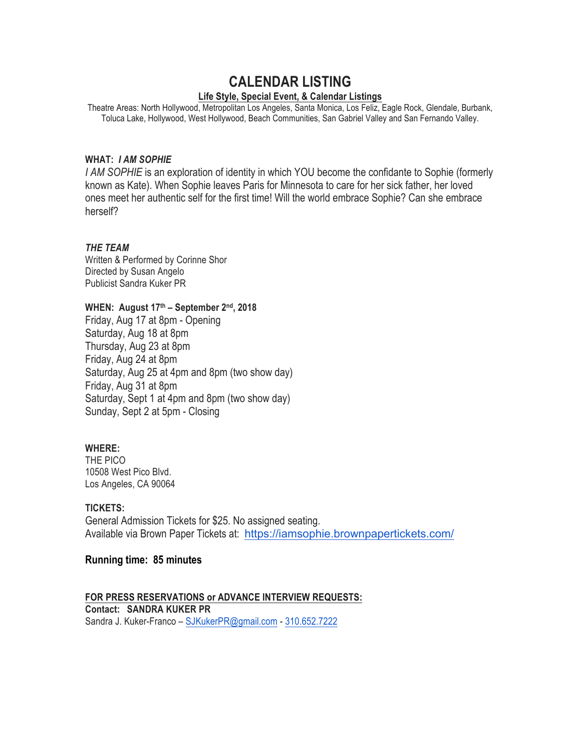# CALENDAR LISTING

**Life Style, Special Event, & Calendar Listings**

Theatre Areas: North Hollywood, Metropolitan Los Angeles, Santa Monica, Los Feliz, Eagle Rock, Glendale, Burbank, Toluca Lake, Hollywood, West Hollywood, Beach Communities, San Gabriel Valley and San Fernando Valley.

**WHAT:** ***I AM SOPHIE***

*I AM SOPHIE* is an exploration of identity in which YOU become the confidante to Sophie (formerly known as Kate). When Sophie leaves Paris for Minnesota to care for her sick father, her loved ones meet her authentic self for the first time! Will the world embrace Sophie? Can she embrace herself?

***THE TEAM***

Written & Performed by Corinne Shor
Directed by Susan Angelo
Publicist Sandra Kuker PR

**WHEN: August 17th – September 2nd, 2018**

Friday, Aug 17 at 8pm - Opening
Saturday, Aug 18 at 8pm
Thursday, Aug 23 at 8pm
Friday, Aug 24 at 8pm
Saturday, Aug 25 at 4pm and 8pm (two show day)
Friday, Aug 31 at 8pm
Saturday, Sept 1 at 4pm and 8pm (two show day)
Sunday, Sept 2 at 5pm - Closing

**WHERE:**

THE PICO
10508 West Pico Blvd.
Los Angeles, CA 90064

**TICKETS:**

General Admission Tickets for $25. No assigned seating.
Available via Brown Paper Tickets at: https://iamsophie.brownpapertickets.com/

**Running time: 85 minutes**

**FOR PRESS RESERVATIONS or ADVANCE INTERVIEW REQUESTS:**

**Contact: SANDRA KUKER PR**

Sandra J. Kuker-Franco – SJKukerPR@gmail.com - 310.652.7222